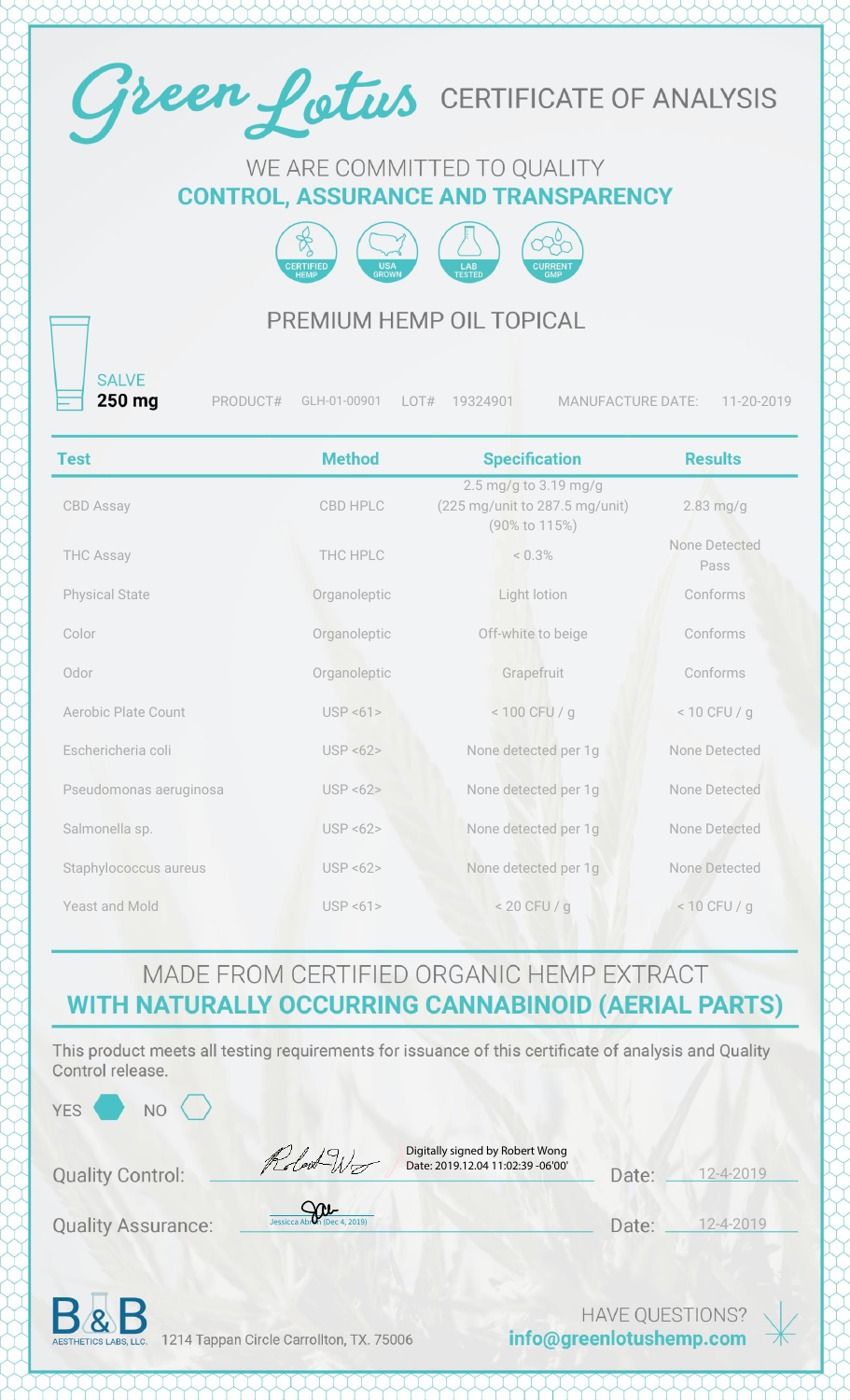# Green Lotus CERTIFICATE OF ANALYSIS

WE ARE COMMITTED TO QUALITY
**CONTROL, ASSURANCE AND TRANSPARENCY**

CERTIFIED HEMP | USA GROWN | LAB TESTED | CURRENT GMP

## PREMIUM HEMP OIL TOPICAL

SALVE
**250 mg**

PRODUCT# GLH-01-00901   LOT# 19324901   MANUFACTURE DATE: 11-20-2019

| Test | Method | Specification | Results |
|---|---|---|---|
| CBD Assay | CBD HPLC | 2.5 mg/g to 3.19 mg/g (225 mg/unit to 287.5 mg/unit) (90% to 115%) | 2.83 mg/g |
| THC Assay | THC HPLC | < 0.3% | None Detected Pass |
| Physical State | Organoleptic | Light lotion | Conforms |
| Color | Organoleptic | Off-white to beige | Conforms |
| Odor | Organoleptic | Grapefruit | Conforms |
| Aerobic Plate Count | USP <61> | < 100 CFU / g | < 10 CFU / g |
| Eschericheria coli | USP <62> | None detected per 1g | None Detected |
| Pseudomonas aeruginosa | USP <62> | None detected per 1g | None Detected |
| Salmonella sp. | USP <62> | None detected per 1g | None Detected |
| Staphylococcus aureus | USP <62> | None detected per 1g | None Detected |
| Yeast and Mold | USP <61> | < 20 CFU / g | < 10 CFU / g |

MADE FROM CERTIFIED ORGANIC HEMP EXTRACT
**WITH NATURALLY OCCURRING CANNABINOID (AERIAL PARTS)**

This product meets all testing requirements for issuance of this certificate of analysis and Quality Control release.

YES ⬢ NO ⬡

Quality Control: Digitally signed by Robert Wong Date: 2019.12.04 11:02:39 -06'00'   Date: 12-4-2019

Quality Assurance: Jessica Ab... (Dec 4, 2019)   Date: 12-4-2019

B&B AESTHETICS LABS, LLC. 1214 Tappan Circle Carrollton, TX. 75006

HAVE QUESTIONS?
**info@greenlotushemp.com**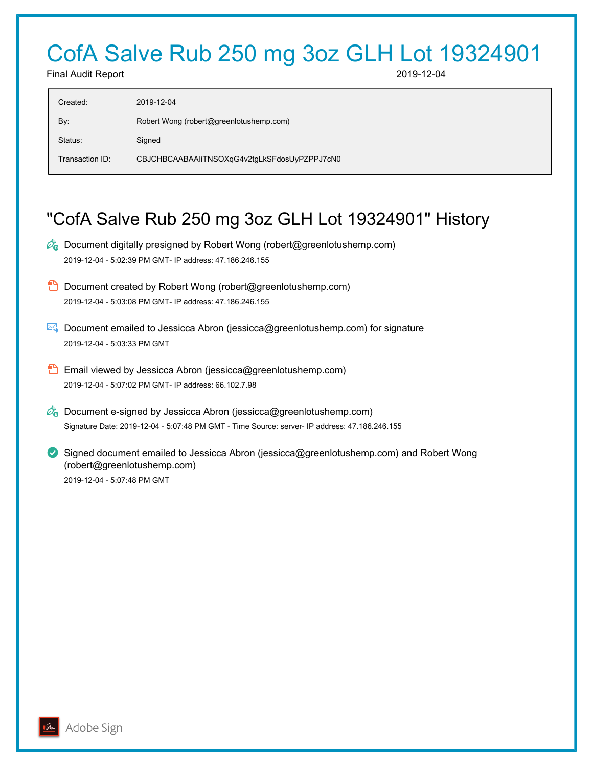# CofA Salve Rub 250 mg 3oz GLH Lot 19324901

Final Audit Report 2019-12-04

| | |
|---|---|
| Created: | 2019-12-04 |
| By: | Robert Wong (robert@greenlotushemp.com) |
| Status: | Signed |
| Transaction ID: | CBJCHBCAABAAIiTNSOXqG4v2tgLkSFdosUyPZPPJ7cN0 |

## "CofA Salve Rub 250 mg 3oz GLH Lot 19324901" History

- Document digitally presigned by Robert Wong (robert@greenlotushemp.com)
  2019-12-04 - 5:02:39 PM GMT- IP address: 47.186.246.155

- Document created by Robert Wong (robert@greenlotushemp.com)
  2019-12-04 - 5:03:08 PM GMT- IP address: 47.186.246.155

- Document emailed to Jessicca Abron (jessicca@greenlotushemp.com) for signature
  2019-12-04 - 5:03:33 PM GMT

- Email viewed by Jessicca Abron (jessicca@greenlotushemp.com)
  2019-12-04 - 5:07:02 PM GMT- IP address: 66.102.7.98

- Document e-signed by Jessicca Abron (jessicca@greenlotushemp.com)
  Signature Date: 2019-12-04 - 5:07:48 PM GMT - Time Source: server- IP address: 47.186.246.155

- Signed document emailed to Jessicca Abron (jessicca@greenlotushemp.com) and Robert Wong (robert@greenlotushemp.com)
  2019-12-04 - 5:07:48 PM GMT

Adobe Sign